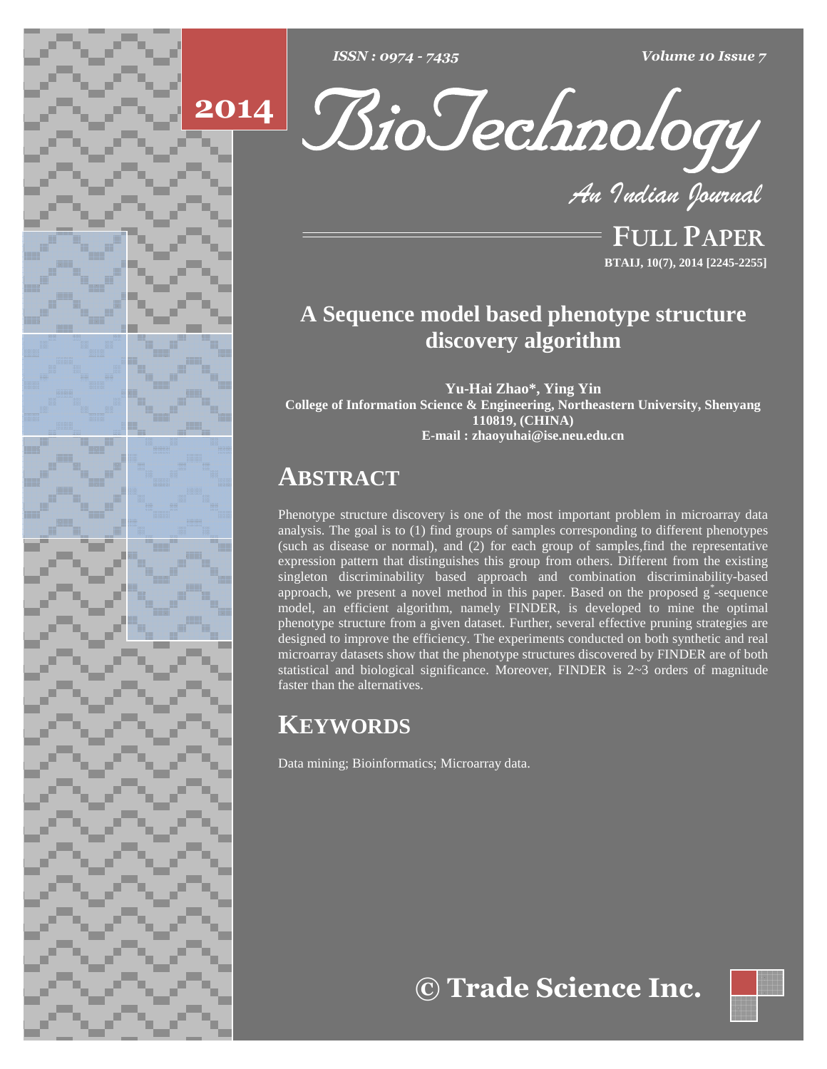FULL PAPER

# A Sequence model based phenotype structure discovery algorithm

**Yu-Hai Zhao*, Ying Yin**
**College of Information Science & Engineering, Northeastern University, Shenyang 110819, (CHINA)**
**E-mail : zhaoyuhai@ise.neu.edu.cn**

## ABSTRACT

Phenotype structure discovery is one of the most important problem in microarray data analysis. The goal is to (1) find groups of samples corresponding to different phenotypes (such as disease or normal), and (2) for each group of samples,find the representative expression pattern that distinguishes this group from others. Different from the existing singleton discriminability based approach and combination discriminability-based approach, we present a novel method in this paper. Based on the proposed $g^*$-sequence model, an efficient algorithm, namely FINDER, is developed to mine the optimal phenotype structure from a given dataset. Further, several effective pruning strategies are designed to improve the efficiency. The experiments conducted on both synthetic and real microarray datasets show that the phenotype structures discovered by FINDER are of both statistical and biological significance. Moreover, FINDER is 2~3 orders of magnitude faster than the alternatives.

## KEYWORDS

Data mining; Bioinformatics; Microarray data.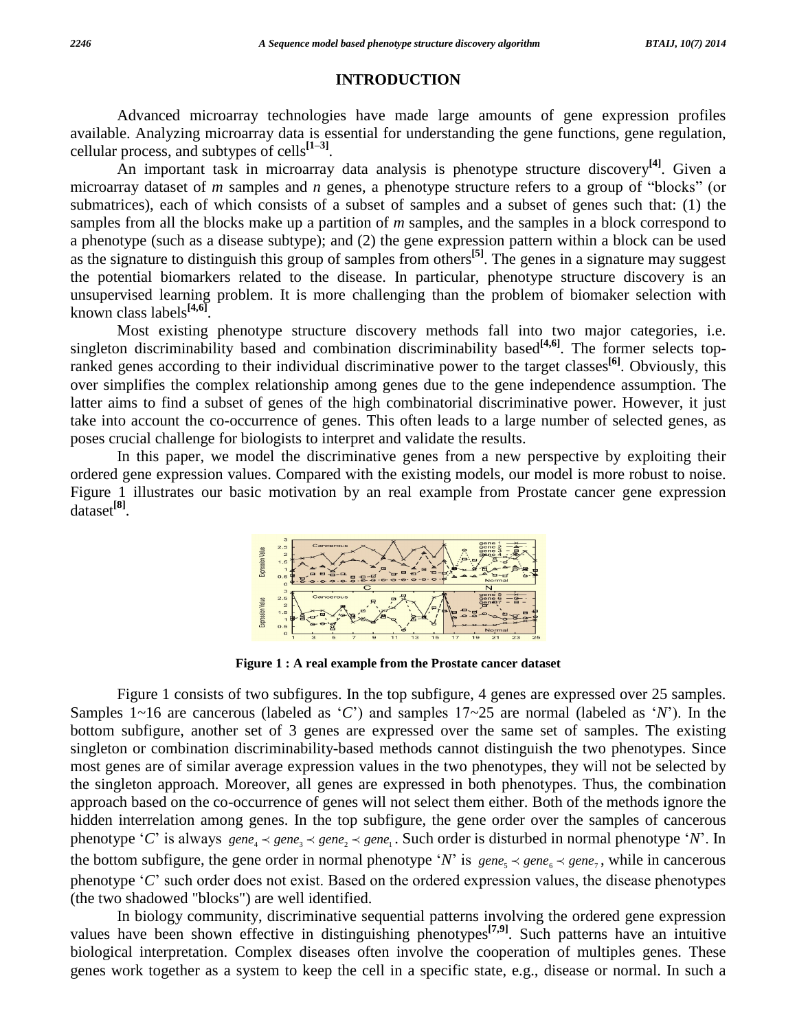## INTRODUCTION

Advanced microarray technologies have made large amounts of gene expression profiles available. Analyzing microarray data is essential for understanding the gene functions, gene regulation, cellular process, and subtypes of cells[1–3].

An important task in microarray data analysis is phenotype structure discovery[4]. Given a microarray dataset of *m* samples and *n* genes, a phenotype structure refers to a group of "blocks" (or submatrices), each of which consists of a subset of samples and a subset of genes such that: (1) the samples from all the blocks make up a partition of *m* samples, and the samples in a block correspond to a phenotype (such as a disease subtype); and (2) the gene expression pattern within a block can be used as the signature to distinguish this group of samples from others[5]. The genes in a signature may suggest the potential biomarkers related to the disease. In particular, phenotype structure discovery is an unsupervised learning problem. It is more challenging than the problem of biomaker selection with known class labels[4,6].

Most existing phenotype structure discovery methods fall into two major categories, i.e. singleton discriminability based and combination discriminability based[4,6]. The former selects top-ranked genes according to their individual discriminative power to the target classes[6]. Obviously, this over simplifies the complex relationship among genes due to the gene independence assumption. The latter aims to find a subset of genes of the high combinatorial discriminative power. However, it just take into account the co-occurrence of genes. This often leads to a large number of selected genes, as poses crucial challenge for biologists to interpret and validate the results.

In this paper, we model the discriminative genes from a new perspective by exploiting their ordered gene expression values. Compared with the existing models, our model is more robust to noise. Figure 1 illustrates our basic motivation by an real example from Prostate cancer gene expression dataset[8].

**Figure 1 : A real example from the Prostate cancer dataset**

Figure 1 consists of two subfigures. In the top subfigure, 4 genes are expressed over 25 samples. Samples 1~16 are cancerous (labeled as '*C*') and samples 17~25 are normal (labeled as '*N*'). In the bottom subfigure, another set of 3 genes are expressed over the same set of samples. The existing singleton or combination discriminability-based methods cannot distinguish the two phenotypes. Since most genes are of similar average expression values in the two phenotypes, they will not be selected by the singleton approach. Moreover, all genes are expressed in both phenotypes. Thus, the combination approach based on the co-occurrence of genes will not select them either. Both of the methods ignore the hidden interrelation among genes. In the top subfigure, the gene order over the samples of cancerous phenotype '*C*' is always $gene_4 \prec gene_3 \prec gene_2 \prec gene_1$. Such order is disturbed in normal phenotype '*N*'. In the bottom subfigure, the gene order in normal phenotype '*N*' is $gene_5 \prec gene_6 \prec gene_7$, while in cancerous phenotype '*C*' such order does not exist. Based on the ordered expression values, the disease phenotypes (the two shadowed "blocks") are well identified.

In biology community, discriminative sequential patterns involving the ordered gene expression values have been shown effective in distinguishing phenotypes[7,9]. Such patterns have an intuitive biological interpretation. Complex diseases often involve the cooperation of multiples genes. These genes work together as a system to keep the cell in a specific state, e.g., disease or normal. In such a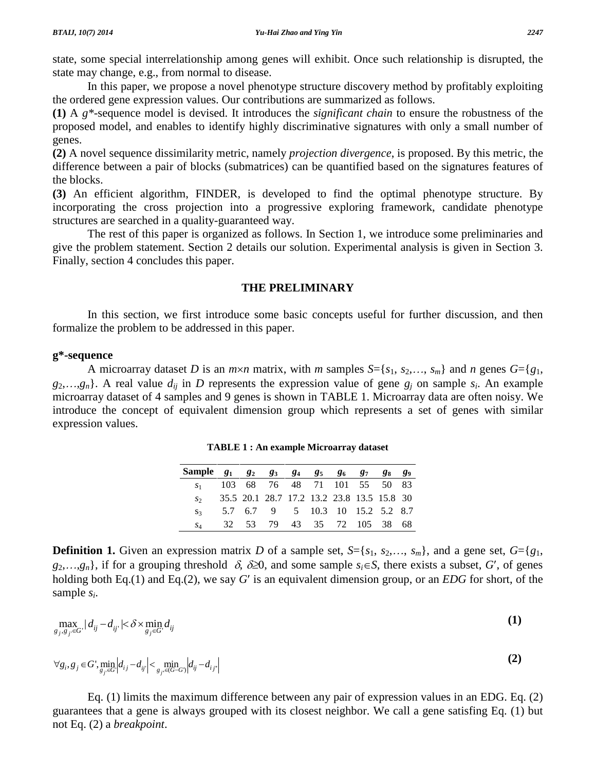state, some special interrelationship among genes will exhibit. Once such relationship is disrupted, the state may change, e.g., from normal to disease.

In this paper, we propose a novel phenotype structure discovery method by profitably exploiting the ordered gene expression values. Our contributions are summarized as follows.

**(1)** A *g*\*-sequence model is devised. It introduces the *significant chain* to ensure the robustness of the proposed model, and enables to identify highly discriminative signatures with only a small number of genes.

**(2)** A novel sequence dissimilarity metric, namely *projection divergence*, is proposed. By this metric, the difference between a pair of blocks (submatrices) can be quantified based on the signatures features of the blocks.

**(3)** An efficient algorithm, FINDER, is developed to find the optimal phenotype structure. By incorporating the cross projection into a progressive exploring framework, candidate phenotype structures are searched in a quality-guaranteed way.

The rest of this paper is organized as follows. In Section 1, we introduce some preliminaries and give the problem statement. Section 2 details our solution. Experimental analysis is given in Section 3. Finally, section 4 concludes this paper.

## THE PRELIMINARY

In this section, we first introduce some basic concepts useful for further discussion, and then formalize the problem to be addressed in this paper.

### g*-sequence

A microarray dataset $D$ is an $m\times n$ matrix, with $m$ samples $S=\{s_1, s_2,\ldots, s_m\}$ and $n$ genes $G=\{g_1, g_2,\ldots,g_n\}$. A real value $d_{ij}$ in $D$ represents the expression value of gene $g_j$ on sample $s_i$. An example microarray dataset of 4 samples and 9 genes is shown in TABLE 1. Microarray data are often noisy. We introduce the concept of equivalent dimension group which represents a set of genes with similar expression values.

**TABLE 1 : An example Microarray dataset**

| Sample | $g_1$ | $g_2$ | $g_3$ | $g_4$ | $g_5$ | $g_6$ | $g_7$ | $g_8$ | $g_9$ |
|---|---|---|---|---|---|---|---|---|---|
| $s_1$ | 103 | 68 | 76 | 48 | 71 | 101 | 55 | 50 | 83 |
| $s_2$ | 35.5 | 20.1 | 28.7 | 17.2 | 13.2 | 23.8 | 13.5 | 15.8 | 30 |
| $s_3$ | 5.7 | 6.7 | 9 | 5 | 10.3 | 10 | 15.2 | 5.2 | 8.7 |
| $s_4$ | 32 | 53 | 79 | 43 | 35 | 72 | 105 | 38 | 68 |

**Definition 1.** Given an expression matrix $D$ of a sample set, $S=\{s_1, s_2,\ldots, s_m\}$, and a gene set, $G=\{g_1, g_2,\ldots,g_n\}$, if for a grouping threshold $\delta$, $\delta\geq 0$, and some sample $s_i\in S$, there exists a subset, $G'$, of genes holding both Eq.(1) and Eq.(2), we say $G'$ is an equivalent dimension group, or an *EDG* for short, of the sample $s_i$.

$$\max_{g_j, g_{j'}\in G'} |d_{ij} - d_{ij'}| < \delta \times \min_{g_j\in G'} d_{ij} \tag{1}$$

$$\forall g_i, g_j \in G', \min_{g_{j'}\in G'} \left|d_{ij} - d_{ij'}\right| < \min_{g_{j^*}\in (G-G')} \left|d_{ij} - d_{ij^*}\right| \tag{2}$$

Eq. (1) limits the maximum difference between any pair of expression values in an EDG. Eq. (2) guarantees that a gene is always grouped with its closest neighbor. We call a gene satisfing Eq. (1) but not Eq. (2) a *breakpoint*.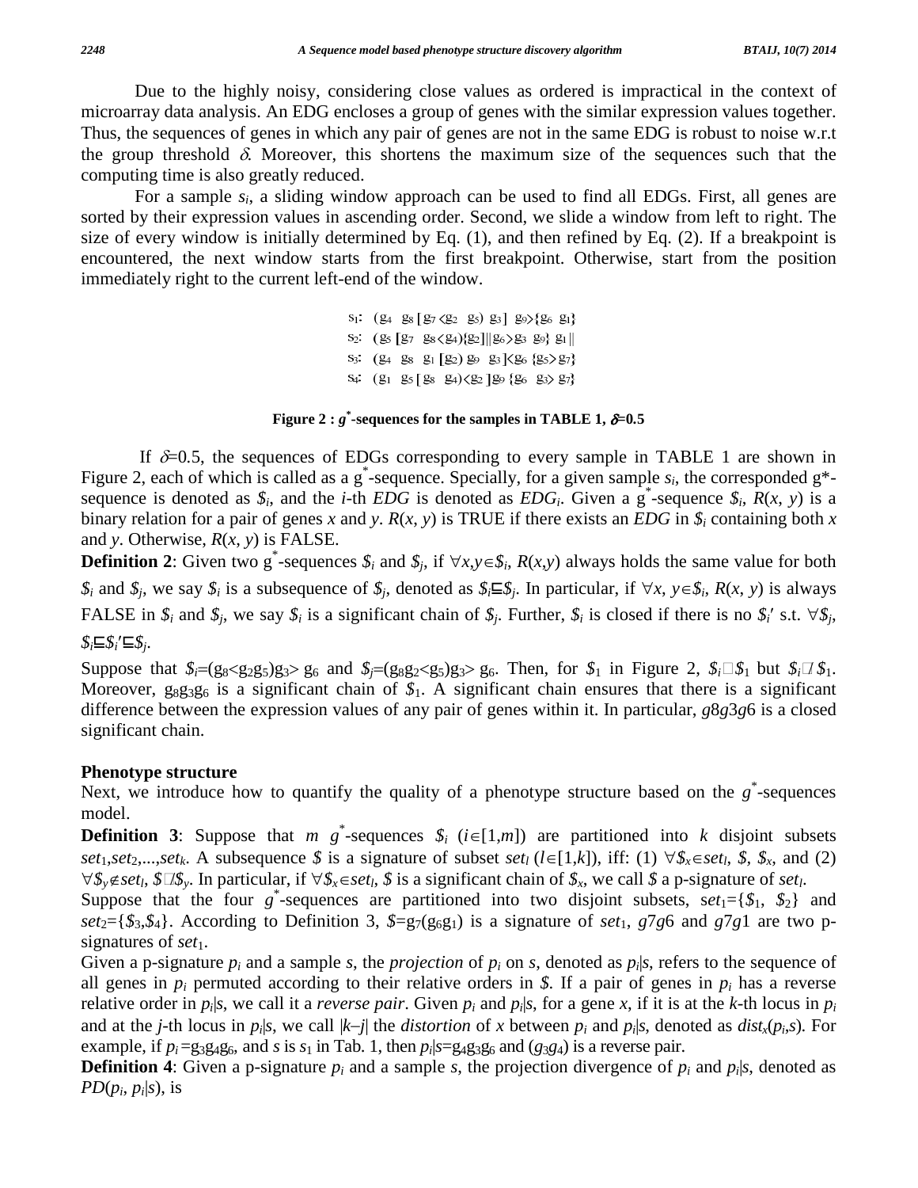Due to the highly noisy, considering close values as ordered is impractical in the context of microarray data analysis. An EDG encloses a group of genes with the similar expression values together. Thus, the sequences of genes in which any pair of genes are not in the same EDG is robust to noise w.r.t the group threshold $\delta$. Moreover, this shortens the maximum size of the sequences such that the computing time is also greatly reduced.

For a sample $s_i$, a sliding window approach can be used to find all EDGs. First, all genes are sorted by their expression values in ascending order. Second, we slide a window from left to right. The size of every window is initially determined by Eq. (1), and then refined by Eq. (2). If a breakpoint is encountered, the next window starts from the first breakpoint. Otherwise, start from the position immediately right to the current left-end of the window.

s1: (g4 g8 [g7 ⟨g2 g5) g3] g9⟩{g6 g1}
s2: (g5 [g7 g8⟨g4){g2]||g6⟩g3 g9} g1||
s3: (g4 g8 g1 [g2) g9 g3]⟨g6 {g5⟩g7}
s4: (g1 g5 [g8 g4)⟨g2 ]g9 {g6 g3⟩ g7}

**Figure 2 : $g^*$-sequences for the samples in TABLE 1, $\delta$=0.5**

If $\delta$=0.5, the sequences of EDGs corresponding to every sample in TABLE 1 are shown in Figure 2, each of which is called as a $g^*$-sequence. Specially, for a given sample $s_i$, the corresponded g*-sequence is denoted as $\$_i$, and the $i$-th *EDG* is denoted as $EDG_i$. Given a $g^*$-sequence $\$_i$, $R(x, y)$ is a binary relation for a pair of genes $x$ and $y$. $R(x, y)$ is TRUE if there exists an *EDG* in $\$_i$ containing both $x$ and $y$. Otherwise, $R(x, y)$ is FALSE.

**Definition 2**: Given two $g^*$-sequences $\$_i$ and $\$_j$, if $\forall x,y\in\$_i$, $R(x,y)$ always holds the same value for both $\$_i$ and $\$_j$, we say $\$_i$ is a subsequence of $\$_j$, denoted as $\$_i\sqsubseteq\$_j$. In particular, if $\forall x, y\in\$_i$, $R(x, y)$ is always FALSE in $\$_i$ and $\$_j$, we say $\$_i$ is a significant chain of $\$_j$. Further, $\$_i$ is closed if there is no $\$_i'$ s.t. $\forall\$_j$, $\$_i\sqsubseteq\$_i'\sqsubseteq\$_j$.

Suppose that $\$_i$=(g8<g2g5)g3> g6 and $\$_j$=(g8g2<g5)g3> g6. Then, for $\$_1$ in Figure 2, $\$_i\sqsubseteq\$_1$ but $\$_j\not\sqsubseteq\$_1$. Moreover, g8g3g6 is a significant chain of $\$_1$. A significant chain ensures that there is a significant difference between the expression values of any pair of genes within it. In particular, *g*8*g*3*g*6 is a closed significant chain.

## Phenotype structure

Next, we introduce how to quantify the quality of a phenotype structure based on the $g^*$-sequences model.

**Definition 3**: Suppose that $m$ $g^*$-sequences $\$_i$ ($i\in[1,m]$) are partitioned into $k$ disjoint subsets $set_1,set_2,...,set_k$. A subsequence $\$$ is a signature of subset $set_l$ ($l\in[1,k]$), iff: (1) $\forall\$_x\in set_l$, $\$$, $\$_x$, and (2) $\forall\$_y\notin set_l$, $\$\not\sqsubseteq\$_y$. In particular, if $\forall\$_x\in set_l$, $\$$ is a significant chain of $\$_x$, we call $\$$ a p-signature of $set_l$.

Suppose that the four $g^*$-sequences are partitioned into two disjoint subsets, $set_1$={$\$_1$, $\$_2$} and $set_2$={$\$_3$,$\$_4$}. According to Definition 3, $\$$=g7(g6g1) is a signature of $set_1$, *g*7*g*6 and *g*7*g*1 are two p-signatures of $set_1$.

Given a p-signature $p_i$ and a sample $s$, the *projection* of $p_i$ on $s$, denoted as $p_i|s$, refers to the sequence of all genes in $p_i$ permuted according to their relative orders in $\$$. If a pair of genes in $p_i$ has a reverse relative order in $p_i|s$, we call it a *reverse pair*. Given $p_i$ and $p_i|s$, for a gene $x$, if it is at the $k$-th locus in $p_i$ and at the $j$-th locus in $p_i|s$, we call $|k–j|$ the *distortion* of $x$ between $p_i$ and $p_i|s$, denoted as $dist_x(p_i,s)$. For example, if $p_i$=g3g4g6, and $s$ is $s_1$ in Tab. 1, then $p_i|s$=g4g3g6 and (*g*3*g*4) is a reverse pair.

**Definition 4**: Given a p-signature $p_i$ and a sample $s$, the projection divergence of $p_i$ and $p_i|s$, denoted as $PD(p_i, p_i|s)$, is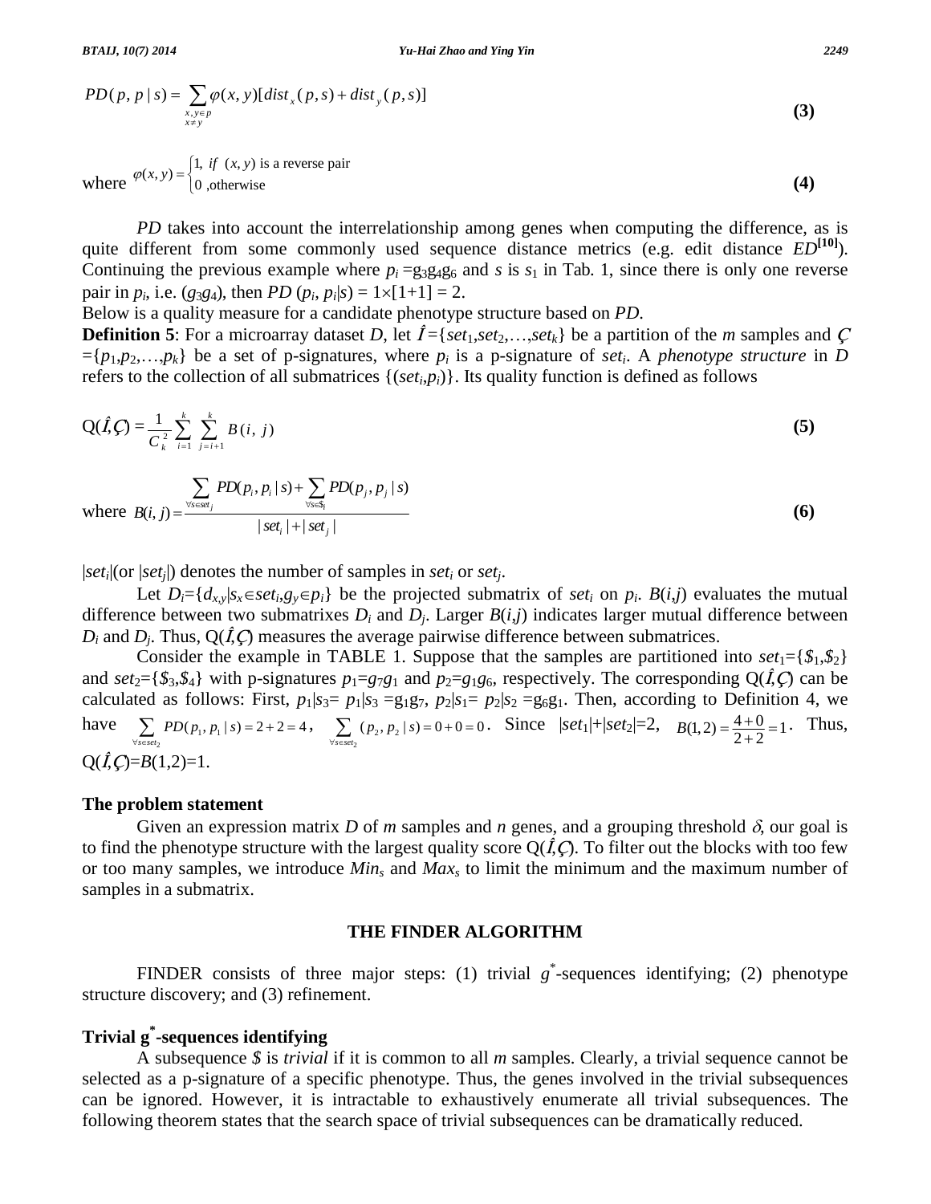$$PD(p, p \mid s) = \sum_{\substack{x, y \in p \\ x \neq y}} \varphi(x, y)[dist_x(p, s) + dist_y(p, s)] \tag{3}$$

where $\varphi(x, y) = \begin{cases} 1, & if \ (x, y) \text{ is a reverse pair} \\ 0 & \text{,otherwise} \end{cases}$ **(4)**

*PD* takes into account the interrelationship among genes when computing the difference, as is quite different from some commonly used sequence distance metrics (e.g. edit distance *ED*[10]). Continuing the previous example where $p_i = g_3g_4g_6$ and $s$ is $s_1$ in Tab. 1, since there is only one reverse pair in $p_i$, i.e. $(g_3g_4)$, then $PD(p_i, p_i|s) = 1\times[1+1] = 2$.

Below is a quality measure for a candidate phenotype structure based on *PD*.

**Definition 5**: For a microarray dataset *D*, let $\hat{I} = \{set_1, set_2, \ldots, set_k\}$ be a partition of the *m* samples and $\varsigma = \{p_1, p_2, \ldots, p_k\}$ be a set of p-signatures, where $p_i$ is a p-signature of $set_i$. A *phenotype structure* in *D* refers to the collection of all submatrices $\{(set_i, p_i)\}$. Its quality function is defined as follows

$$Q(\hat{I}, \varsigma) = \frac{1}{C_k^2} \sum_{i=1}^{k} \sum_{j=i+1}^{k} B(i, j) \tag{5}$$

where $B(i,j) = \dfrac{\sum_{\forall s \in set_j} PD(p_i, p_i \mid s) + \sum_{\forall s \in set_i} PD(p_j, p_j \mid s)}{|set_i| + |set_j|}$ **(6)**

$|set_i|$(or $|set_j|$) denotes the number of samples in $set_i$ or $set_j$.

Let $D_i = \{d_{x,y} | s_x \in set_i, g_y \in p_i\}$ be the projected submatrix of $set_i$ on $p_i$. $B(i,j)$ evaluates the mutual difference between two submatrixes $D_i$ and $D_j$. Larger $B(i,j)$ indicates larger mutual difference between $D_i$ and $D_j$. Thus, $Q(\hat{I}, \varsigma)$ measures the average pairwise difference between submatrices.

Consider the example in TABLE 1. Suppose that the samples are partitioned into $set_1 = \{\$_1, \$_2\}$ and $set_2 = \{\$_3, \$_4\}$ with p-signatures $p_1 = g_7g_1$ and $p_2 = g_1g_6$, respectively. The corresponding $Q(\hat{I}, \varsigma)$ can be calculated as follows: First, $p_1|s_3 = p_1|s_3 = g_1g_7$, $p_2|s_1 = p_2|s_2 = g_6g_1$. Then, according to Definition 4, we have $\sum_{\forall s \in set_2} PD(p_1, p_1 \mid s) = 2 + 2 = 4$, $\sum_{\forall s \in set_2} (p_2, p_2 \mid s) = 0 + 0 = 0$. Since $|set_1|+|set_2|=2$, $B(1,2) = \frac{4+0}{2+2} = 1$. Thus, $Q(\hat{I}, \varsigma) = B(1,2) = 1$.

### The problem statement

Given an expression matrix *D* of *m* samples and *n* genes, and a grouping threshold $\delta$, our goal is to find the phenotype structure with the largest quality score $Q(\hat{I}, \varsigma)$. To filter out the blocks with too few or too many samples, we introduce $Min_s$ and $Max_s$ to limit the minimum and the maximum number of samples in a submatrix.

## THE FINDER ALGORITHM

FINDER consists of three major steps: (1) trivial $g^*$-sequences identifying; (2) phenotype structure discovery; and (3) refinement.

### Trivial $g^*$-sequences identifying

A subsequence *\$* is *trivial* if it is common to all *m* samples. Clearly, a trivial sequence cannot be selected as a p-signature of a specific phenotype. Thus, the genes involved in the trivial subsequences can be ignored. However, it is intractable to exhaustively enumerate all trivial subsequences. The following theorem states that the search space of trivial subsequences can be dramatically reduced.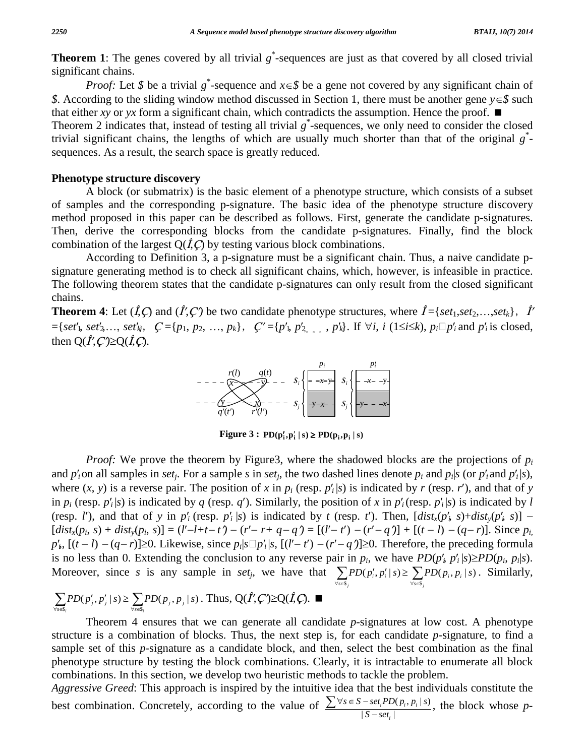**Theorem 1**: The genes covered by all trivial $g^*$-sequences are just as that covered by all closed trivial significant chains.

*Proof:* Let $\$$ be a trivial $g^*$-sequence and $x\in\$$ be a gene not covered by any significant chain of $\$$. According to the sliding window method discussed in Section 1, there must be another gene $y\in\$$ such that either $xy$ or $yx$ form a significant chain, which contradicts the assumption. Hence the proof. ■

Theorem 2 indicates that, instead of testing all trivial $g^*$-sequences, we only need to consider the closed trivial significant chains, the lengths of which are usually much shorter than that of the original $g^*$-sequences. As a result, the search space is greatly reduced.

## Phenotype structure discovery

A block (or submatrix) is the basic element of a phenotype structure, which consists of a subset of samples and the corresponding p-signature. The basic idea of the phenotype structure discovery method proposed in this paper can be described as follows. First, generate the candidate p-signatures. Then, derive the corresponding blocks from the candidate p-signatures. Finally, find the block combination of the largest $Q(\hat{I},\c{C})$ by testing various block combinations.

According to Definition 3, a p-signature must be a significant chain. Thus, a naive candidate p-signature generating method is to check all significant chains, which, however, is infeasible in practice. The following theorem states that the candidate p-signatures can only result from the closed significant chains.

**Theorem 4**: Let $(\hat{I},\c{C})$ and $(\hat{I}',\c{C}')$ be two candidate phenotype structures, where $\hat{I}=\{set_1,set_2,\ldots,set_k\}$, $\hat{I}'=\{set'_1, set'_2,\ldots, set'_k\}$, $\c{C}=\{p_1, p_2, \ldots, p_k\}$, $\c{C}'=\{p'_1, p'_2, \ldots, p'_k\}$. If $\forall i$, $i$ $(1\le i\le k)$, $p_i \sqsubseteq p'_i$ and $p'_i$ is closed, then $Q(\hat{I}',\c{C}')\ge Q(\hat{I},\c{C})$.

**Figure 3 :** $PD(p'_i, p'_i \mid s) \ge PD(p_i, p_i \mid s)$

*Proof:* We prove the theorem by Figure3, where the shadowed blocks are the projections of $p_i$ and $p'_i$ on all samples in $set_j$. For a sample $s$ in $set_j$, the two dashed lines denote $p_i$ and $p_i|s$ (or $p'_i$ and $p'_i|s$), where $(x, y)$ is a reverse pair. The position of $x$ in $p_i$ (resp. $p'_i|s$) is indicated by $r$ (resp. $r'$), and that of $y$ in $p_i$ (resp. $p'_i|s$) is indicated by $q$ (resp. $q'$). Similarly, the position of $x$ in $p'_i$ (resp. $p'_i|s$) is indicated by $l$ (resp. $l'$), and that of $y$ in $p'_i$ (resp. $p'_i|s$) is indicated by $t$ (resp. $t'$). Then, $[dist_x(p'_i, s)+dist_y(p'_i, s)] - [dist_x(p_i, s) + dist_y(p_i, s)] = (l'-l+t-t') - (r'-r+q-q') = [(l'-t') - (r'-q')] + [(t-l) - (q-r)]$. Since $p_i \sqsubseteq p'_i$, $[(t-l) - (q-r)]\ge 0$. Likewise, since $p_i|s \sqsubseteq p'_i|s$, $[(l'-t') - (r'-q')]\ge 0$. Therefore, the preceding formula is no less than 0. Extending the conclusion to any reverse pair in $p_i$, we have $PD(p'_i, p'_i|s)\ge PD(p_i, p_i|s)$. Moreover, since $s$ is any sample in $set_j$, we have that $\sum_{\forall s\in\$_j} PD(p'_i, p'_i \mid s) \ge \sum_{\forall s\in\$_j} PD(p_i, p_i \mid s)$. Similarly, $\sum_{\forall s\in\$_i} PD(p'_j, p'_j \mid s) \ge \sum_{\forall s\in\$_i} PD(p_j, p_j \mid s)$. Thus, $Q(\hat{I}',\c{C}')\ge Q(\hat{I},\c{C})$. ■

Theorem 4 ensures that we can generate all candidate *p*-signatures at low cost. A phenotype structure is a combination of blocks. Thus, the next step is, for each candidate *p*-signature, to find a sample set of this *p*-signature as a candidate block, and then, select the best combination as the final phenotype structure by testing the block combinations. Clearly, it is intractable to enumerate all block combinations. In this section, we develop two heuristic methods to tackle the problem.

*Aggressive Greed*: This approach is inspired by the intuitive idea that the best individuals constitute the best combination. Concretely, according to the value of $\frac{\sum \forall s\in S-set_i PD(p_i, p_i \mid s)}{|S-set_i|}$, the block whose *p*-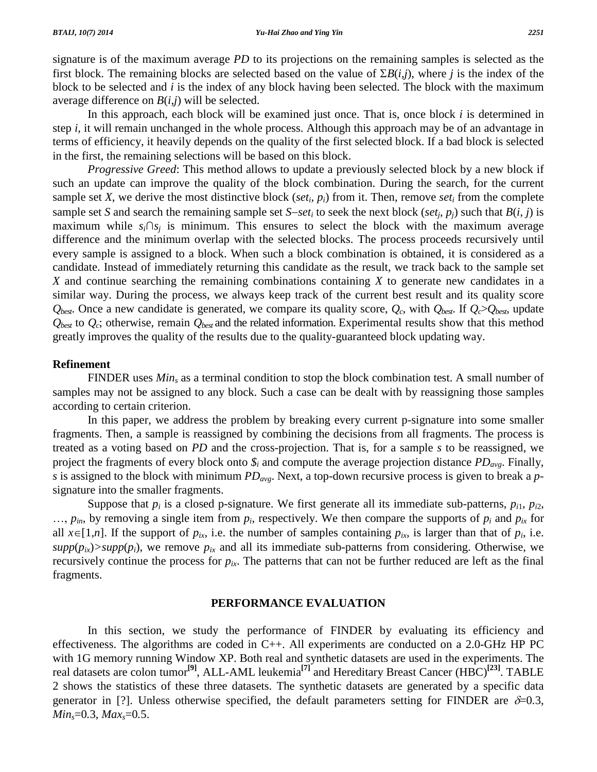signature is of the maximum average *PD* to its projections on the remaining samples is selected as the first block. The remaining blocks are selected based on the value of $\Sigma B(i,j)$, where $j$ is the index of the block to be selected and $i$ is the index of any block having been selected. The block with the maximum average difference on $B(i,j)$ will be selected.

In this approach, each block will be examined just once. That is, once block $i$ is determined in step $i$, it will remain unchanged in the whole process. Although this approach may be of an advantage in terms of efficiency, it heavily depends on the quality of the first selected block. If a bad block is selected in the first, the remaining selections will be based on this block.

*Progressive Greed*: This method allows to update a previously selected block by a new block if such an update can improve the quality of the block combination. During the search, for the current sample set $X$, we derive the most distinctive block ($set_i$, $p_i$) from it. Then, remove $set_i$ from the complete sample set $S$ and search the remaining sample set $S-set_i$ to seek the next block ($set_j$, $p_j$) such that $B(i, j)$ is maximum while $s_i \cap s_j$ is minimum. This ensures to select the block with the maximum average difference and the minimum overlap with the selected blocks. The process proceeds recursively until every sample is assigned to a block. When such a block combination is obtained, it is considered as a candidate. Instead of immediately returning this candidate as the result, we track back to the sample set $X$ and continue searching the remaining combinations containing $X$ to generate new candidates in a similar way. During the process, we always keep track of the current best result and its quality score $Q_{best}$. Once a new candidate is generated, we compare its quality score, $Q_c$, with $Q_{best}$. If $Q_c > Q_{best}$, update $Q_{best}$ to $Q_c$; otherwise, remain $Q_{best}$ and the related information. Experimental results show that this method greatly improves the quality of the results due to the quality-guaranteed block updating way.

### Refinement

FINDER uses $Min_s$ as a terminal condition to stop the block combination test. A small number of samples may not be assigned to any block. Such a case can be dealt with by reassigning those samples according to certain criterion.

In this paper, we address the problem by breaking every current p-signature into some smaller fragments. Then, a sample is reassigned by combining the decisions from all fragments. The process is treated as a voting based on *PD* and the cross-projection. That is, for a sample $s$ to be reassigned, we project the fragments of every block onto $\$_i$ and compute the average projection distance $PD_{avg}$. Finally, $s$ is assigned to the block with minimum $PD_{avg}$. Next, a top-down recursive process is given to break a *p*-signature into the smaller fragments.

Suppose that $p_i$ is a closed p-signature. We first generate all its immediate sub-patterns, $p_{i1}$, $p_{i2}$, …, $p_{in}$, by removing a single item from $p_i$, respectively. We then compare the supports of $p_i$ and $p_{ix}$ for all $x \in [1,n]$. If the support of $p_{ix}$, i.e. the number of samples containing $p_{ix}$, is larger than that of $p_i$, i.e. $supp(p_{ix}) > supp(p_i)$, we remove $p_{ix}$ and all its immediate sub-patterns from considering. Otherwise, we recursively continue the process for $p_{ix}$. The patterns that can not be further reduced are left as the final fragments.

## PERFORMANCE EVALUATION

In this section, we study the performance of FINDER by evaluating its efficiency and effectiveness. The algorithms are coded in C++. All experiments are conducted on a 2.0-GHz HP PC with 1G memory running Window XP. Both real and synthetic datasets are used in the experiments. The real datasets are colon tumor[9], ALL-AML leukemia[7] and Hereditary Breast Cancer (HBC)[23]. TABLE 2 shows the statistics of these three datasets. The synthetic datasets are generated by a specific data generator in [?]. Unless otherwise specified, the default parameters setting for FINDER are $\delta$=0.3, $Min_s$=0.3, $Max_s$=0.5.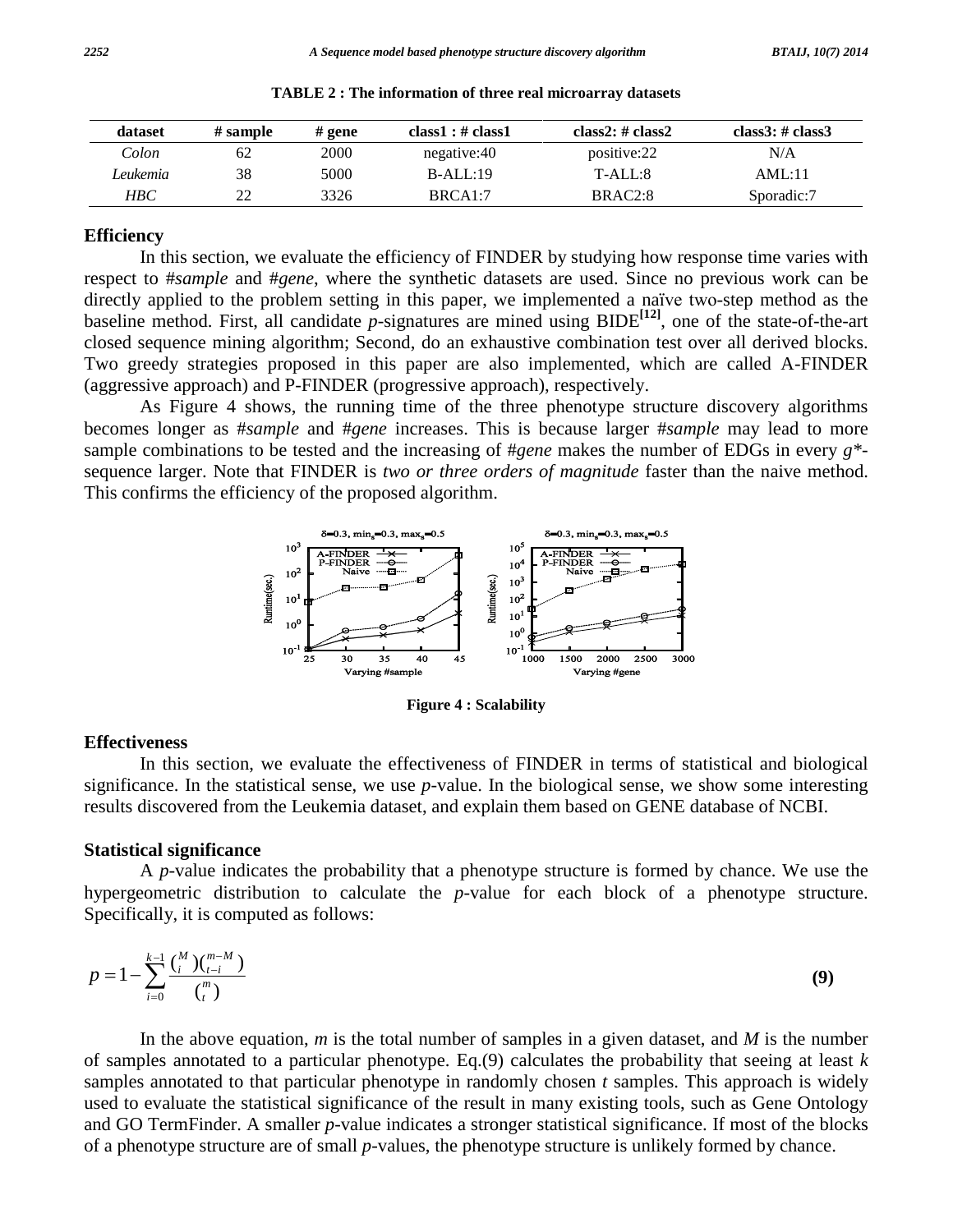**TABLE 2 : The information of three real microarray datasets**

| dataset | # sample | # gene | class1 : # class1 | class2: # class2 | class3: # class3 |
|---|---|---|---|---|---|
| *Colon* | 62 | 2000 | negative:40 | positive:22 | N/A |
| *Leukemia* | 38 | 5000 | B-ALL:19 | T-ALL:8 | AML:11 |
| *HBC* | 22 | 3326 | BRCA1:7 | BRAC2:8 | Sporadic:7 |

## Efficiency

In this section, we evaluate the efficiency of FINDER by studying how response time varies with respect to #*sample* and #*gene*, where the synthetic datasets are used. Since no previous work can be directly applied to the problem setting in this paper, we implemented a naïve two-step method as the baseline method. First, all candidate *p*-signatures are mined using BIDE[12], one of the state-of-the-art closed sequence mining algorithm; Second, do an exhaustive combination test over all derived blocks. Two greedy strategies proposed in this paper are also implemented, which are called A-FINDER (aggressive approach) and P-FINDER (progressive approach), respectively.

As Figure 4 shows, the running time of the three phenotype structure discovery algorithms becomes longer as #*sample* and #*gene* increases. This is because larger #*sample* may lead to more sample combinations to be tested and the increasing of #*gene* makes the number of EDGs in every *g\**-sequence larger. Note that FINDER is *two or three orders of magnitude* faster than the naive method. This confirms the efficiency of the proposed algorithm.

**Figure 4 : Scalability**

## Effectiveness

In this section, we evaluate the effectiveness of FINDER in terms of statistical and biological significance. In the statistical sense, we use *p*-value. In the biological sense, we show some interesting results discovered from the Leukemia dataset, and explain them based on GENE database of NCBI.

### Statistical significance

A *p*-value indicates the probability that a phenotype structure is formed by chance. We use the hypergeometric distribution to calculate the *p*-value for each block of a phenotype structure. Specifically, it is computed as follows:

$$p = 1 - \sum_{i=0}^{k-1} \frac{\binom{M}{i}\binom{m-M}{t-i}}{\binom{m}{t}} \quad \textbf{(9)}$$

In the above equation, *m* is the total number of samples in a given dataset, and *M* is the number of samples annotated to a particular phenotype. Eq.(9) calculates the probability that seeing at least *k* samples annotated to that particular phenotype in randomly chosen *t* samples. This approach is widely used to evaluate the statistical significance of the result in many existing tools, such as Gene Ontology and GO TermFinder. A smaller *p*-value indicates a stronger statistical significance. If most of the blocks of a phenotype structure are of small *p*-values, the phenotype structure is unlikely formed by chance.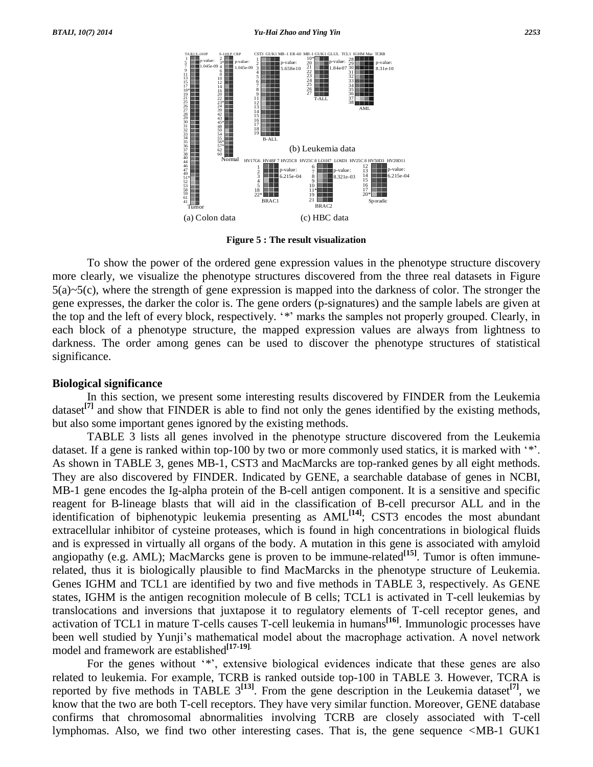Figure 5 : The result visualization

To show the power of the ordered gene expression values in the phenotype structure discovery more clearly, we visualize the phenotype structures discovered from the three real datasets in Figure 5(a)~5(c), where the strength of gene expression is mapped into the darkness of color. The stronger the gene expresses, the darker the color is. The gene orders (p-signatures) and the sample labels are given at the top and the left of every block, respectively. '*' marks the samples not properly grouped. Clearly, in each block of a phenotype structure, the mapped expression values are always from lightness to darkness. The order among genes can be used to discover the phenotype structures of statistical significance.

## Biological significance

In this section, we present some interesting results discovered by FINDER from the Leukemia dataset[7] and show that FINDER is able to find not only the genes identified by the existing methods, but also some important genes ignored by the existing methods.

TABLE 3 lists all genes involved in the phenotype structure discovered from the Leukemia dataset. If a gene is ranked within top-100 by two or more commonly used statics, it is marked with '*'. As shown in TABLE 3, genes MB-1, CST3 and MacMarcks are top-ranked genes by all eight methods. They are also discovered by FINDER. Indicated by GENE, a searchable database of genes in NCBI, MB-1 gene encodes the Ig-alpha protein of the B-cell antigen component. It is a sensitive and specific reagent for B-lineage blasts that will aid in the classification of B-cell precursor ALL and in the identification of biphenotypic leukemia presenting as AML[14]; CST3 encodes the most abundant extracellular inhibitor of cysteine proteases, which is found in high concentrations in biological fluids and is expressed in virtually all organs of the body. A mutation in this gene is associated with amyloid angiopathy (e.g. AML); MacMarcks gene is proven to be immune-related[15]. Tumor is often immune-related, thus it is biologically plausible to find MacMarcks in the phenotype structure of Leukemia. Genes IGHM and TCL1 are identified by two and five methods in TABLE 3, respectively. As GENE states, IGHM is the antigen recognition molecule of B cells; TCL1 is activated in T-cell leukemias by translocations and inversions that juxtapose it to regulatory elements of T-cell receptor genes, and activation of TCL1 in mature T-cells causes T-cell leukemia in humans[16]. Immunologic processes have been well studied by Yunji's mathematical model about the macrophage activation. A novel network model and framework are established[17-19].

For the genes without '*', extensive biological evidences indicate that these genes are also related to leukemia. For example, TCRB is ranked outside top-100 in TABLE 3. However, TCRA is reported by five methods in TABLE 3[13]. From the gene description in the Leukemia dataset[7], we know that the two are both T-cell receptors. They have very similar function. Moreover, GENE database confirms that chromosomal abnormalities involving TCRB are closely associated with T-cell lymphomas. Also, we find two other interesting cases. That is, the gene sequence <MB-1 GUK1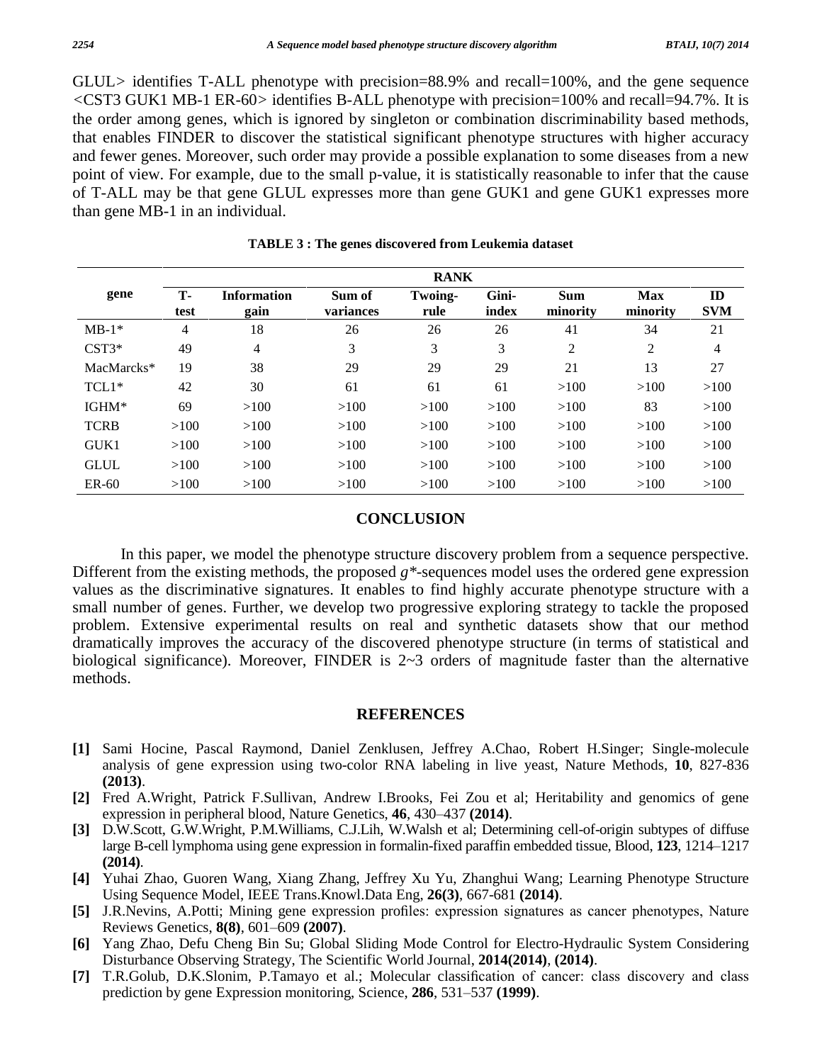GLUL> identifies T-ALL phenotype with precision=88.9% and recall=100%, and the gene sequence <CST3 GUK1 MB-1 ER-60> identifies B-ALL phenotype with precision=100% and recall=94.7%. It is the order among genes, which is ignored by singleton or combination discriminability based methods, that enables FINDER to discover the statistical significant phenotype structures with higher accuracy and fewer genes. Moreover, such order may provide a possible explanation to some diseases from a new point of view. For example, due to the small p-value, it is statistically reasonable to infer that the cause of T-ALL may be that gene GLUL expresses more than gene GUK1 and gene GUK1 expresses more than gene MB-1 in an individual.

**TABLE 3 : The genes discovered from Leukemia dataset**

| gene | RANK | | | | | | | |
|---|---|---|---|---|---|---|---|---|
| | T-test | Information gain | Sum of variances | Twoing-rule | Gini-index | Sum minority | Max minority | ID SVM |
| MB-1* | 4 | 18 | 26 | 26 | 26 | 41 | 34 | 21 |
| CST3* | 49 | 4 | 3 | 3 | 3 | 2 | 2 | 4 |
| MacMarcks* | 19 | 38 | 29 | 29 | 29 | 21 | 13 | 27 |
| TCL1* | 42 | 30 | 61 | 61 | 61 | >100 | >100 | >100 |
| IGHM* | 69 | >100 | >100 | >100 | >100 | >100 | 83 | >100 |
| TCRB | >100 | >100 | >100 | >100 | >100 | >100 | >100 | >100 |
| GUK1 | >100 | >100 | >100 | >100 | >100 | >100 | >100 | >100 |
| GLUL | >100 | >100 | >100 | >100 | >100 | >100 | >100 | >100 |
| ER-60 | >100 | >100 | >100 | >100 | >100 | >100 | >100 | >100 |

## CONCLUSION

In this paper, we model the phenotype structure discovery problem from a sequence perspective. Different from the existing methods, the proposed *g\**-sequences model uses the ordered gene expression values as the discriminative signatures. It enables to find highly accurate phenotype structure with a small number of genes. Further, we develop two progressive exploring strategy to tackle the proposed problem. Extensive experimental results on real and synthetic datasets show that our method dramatically improves the accuracy of the discovered phenotype structure (in terms of statistical and biological significance). Moreover, FINDER is 2~3 orders of magnitude faster than the alternative methods.

## REFERENCES

- **[1]** Sami Hocine, Pascal Raymond, Daniel Zenklusen, Jeffrey A.Chao, Robert H.Singer; Single-molecule analysis of gene expression using two-color RNA labeling in live yeast, Nature Methods, **10**, 827-836 **(2013)**.
- **[2]** Fred A.Wright, Patrick F.Sullivan, Andrew I.Brooks, Fei Zou et al; Heritability and genomics of gene expression in peripheral blood, Nature Genetics, **46**, 430–437 **(2014)**.
- **[3]** D.W.Scott, G.W.Wright, P.M.Williams, C.J.Lih, W.Walsh et al; Determining cell-of-origin subtypes of diffuse large B-cell lymphoma using gene expression in formalin-fixed paraffin embedded tissue, Blood, **123**, 1214–1217 **(2014)**.
- **[4]** Yuhai Zhao, Guoren Wang, Xiang Zhang, Jeffrey Xu Yu, Zhanghui Wang; Learning Phenotype Structure Using Sequence Model, IEEE Trans.Knowl.Data Eng, **26(3)**, 667-681 **(2014)**.
- **[5]** J.R.Nevins, A.Potti; Mining gene expression profiles: expression signatures as cancer phenotypes, Nature Reviews Genetics, **8(8)**, 601–609 **(2007)**.
- **[6]** Yang Zhao, Defu Cheng Bin Su; Global Sliding Mode Control for Electro-Hydraulic System Considering Disturbance Observing Strategy, The Scientific World Journal, **2014(2014)**, **(2014)**.
- **[7]** T.R.Golub, D.K.Slonim, P.Tamayo et al.; Molecular classification of cancer: class discovery and class prediction by gene Expression monitoring, Science, **286**, 531–537 **(1999)**.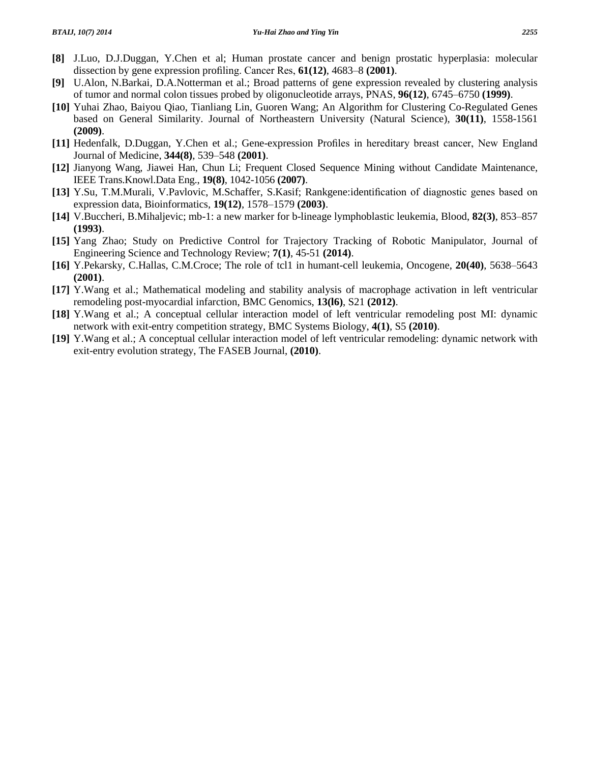**[8]** J.Luo, D.J.Duggan, Y.Chen et al; Human prostate cancer and benign prostatic hyperplasia: molecular dissection by gene expression profiling. Cancer Res, **61(12)**, 4683–8 **(2001)**.

**[9]** U.Alon, N.Barkai, D.A.Notterman et al.; Broad patterns of gene expression revealed by clustering analysis of tumor and normal colon tissues probed by oligonucleotide arrays, PNAS, **96(12)**, 6745–6750 **(1999)**.

**[10]** Yuhai Zhao, Baiyou Qiao, Tianliang Lin, Guoren Wang; An Algorithm for Clustering Co-Regulated Genes based on General Similarity. Journal of Northeastern University (Natural Science), **30(11)**, 1558-1561 **(2009)**.

**[11]** Hedenfalk, D.Duggan, Y.Chen et al.; Gene-expression Profiles in hereditary breast cancer, New England Journal of Medicine, **344(8)**, 539–548 **(2001)**.

**[12]** Jianyong Wang, Jiawei Han, Chun Li; Frequent Closed Sequence Mining without Candidate Maintenance, IEEE Trans.Knowl.Data Eng., **19(8)**, 1042-1056 **(2007)**.

**[13]** Y.Su, T.M.Murali, V.Pavlovic, M.Schaffer, S.Kasif; Rankgene:identification of diagnostic genes based on expression data, Bioinformatics, **19(12)**, 1578–1579 **(2003)**.

**[14]** V.Buccheri, B.Mihaljevic; mb-1: a new marker for b-lineage lymphoblastic leukemia, Blood, **82(3)**, 853–857 **(1993)**.

**[15]** Yang Zhao; Study on Predictive Control for Trajectory Tracking of Robotic Manipulator, Journal of Engineering Science and Technology Review; **7(1)**, 45-51 **(2014)**.

**[16]** Y.Pekarsky, C.Hallas, C.M.Croce; The role of tcl1 in humant-cell leukemia, Oncogene, **20(40)**, 5638–5643 **(2001)**.

**[17]** Y.Wang et al.; Mathematical modeling and stability analysis of macrophage activation in left ventricular remodeling post-myocardial infarction, BMC Genomics, **13(l6)**, S21 **(2012)**.

**[18]** Y.Wang et al.; A conceptual cellular interaction model of left ventricular remodeling post MI: dynamic network with exit-entry competition strategy, BMC Systems Biology, **4(1)**, S5 **(2010)**.

**[19]** Y.Wang et al.; A conceptual cellular interaction model of left ventricular remodeling: dynamic network with exit-entry evolution strategy, The FASEB Journal, **(2010)**.